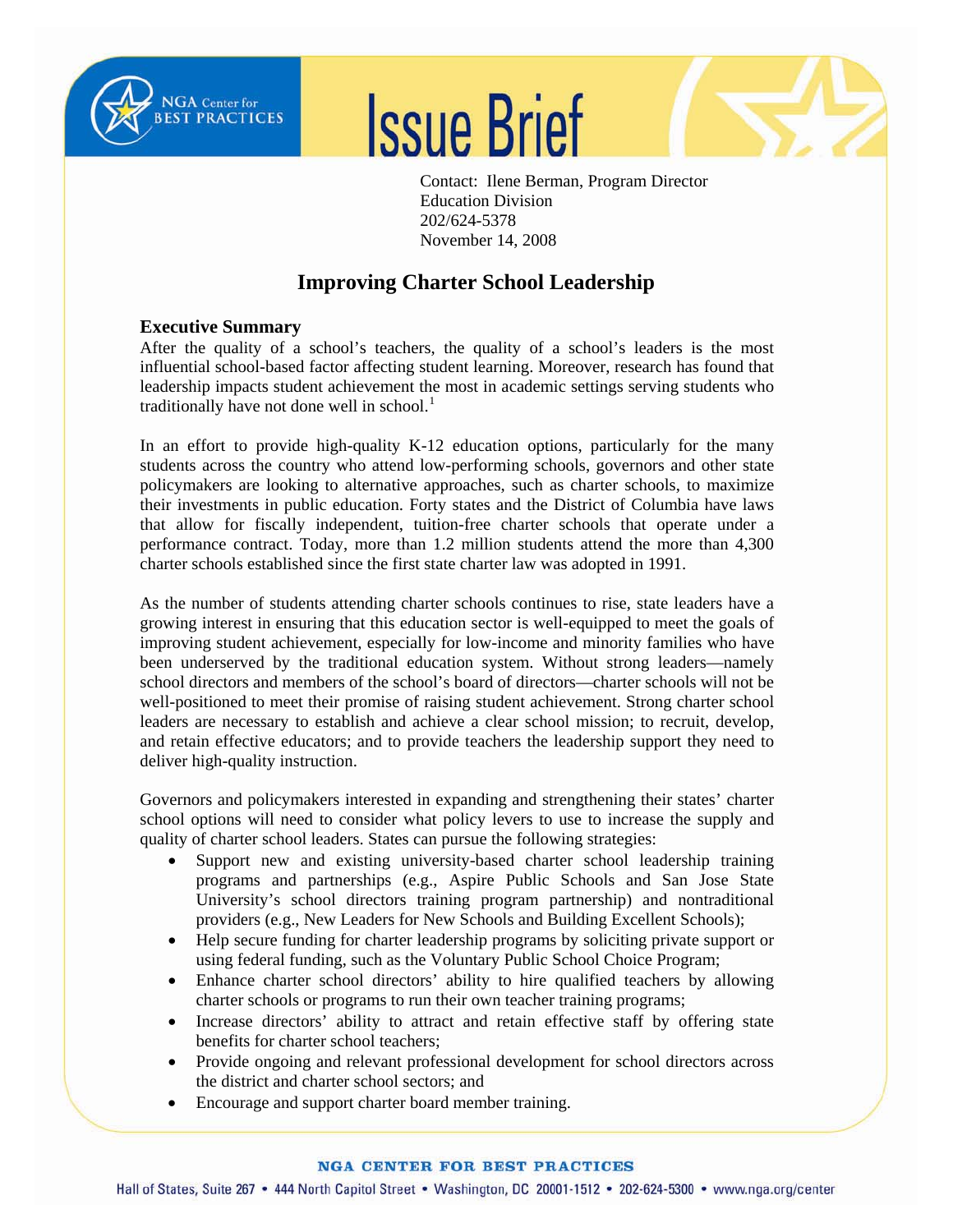NGA Center for BEST PRACTICES

# Issue Brief

Contact: Ilene Berman, Program Director
Education Division
202/624-5378
November 14, 2008

## Improving Charter School Leadership

### Executive Summary

After the quality of a school's teachers, the quality of a school's leaders is the most influential school-based factor affecting student learning. Moreover, research has found that leadership impacts student achievement the most in academic settings serving students who traditionally have not done well in school.[1]

In an effort to provide high-quality K-12 education options, particularly for the many students across the country who attend low-performing schools, governors and other state policymakers are looking to alternative approaches, such as charter schools, to maximize their investments in public education. Forty states and the District of Columbia have laws that allow for fiscally independent, tuition-free charter schools that operate under a performance contract. Today, more than 1.2 million students attend the more than 4,300 charter schools established since the first state charter law was adopted in 1991.

As the number of students attending charter schools continues to rise, state leaders have a growing interest in ensuring that this education sector is well-equipped to meet the goals of improving student achievement, especially for low-income and minority families who have been underserved by the traditional education system. Without strong leaders—namely school directors and members of the school's board of directors—charter schools will not be well-positioned to meet their promise of raising student achievement. Strong charter school leaders are necessary to establish and achieve a clear school mission; to recruit, develop, and retain effective educators; and to provide teachers the leadership support they need to deliver high-quality instruction.

Governors and policymakers interested in expanding and strengthening their states' charter school options will need to consider what policy levers to use to increase the supply and quality of charter school leaders. States can pursue the following strategies:

- Support new and existing university-based charter school leadership training programs and partnerships (e.g., Aspire Public Schools and San Jose State University's school directors training program partnership) and nontraditional providers (e.g., New Leaders for New Schools and Building Excellent Schools);
- Help secure funding for charter leadership programs by soliciting private support or using federal funding, such as the Voluntary Public School Choice Program;
- Enhance charter school directors' ability to hire qualified teachers by allowing charter schools or programs to run their own teacher training programs;
- Increase directors' ability to attract and retain effective staff by offering state benefits for charter school teachers;
- Provide ongoing and relevant professional development for school directors across the district and charter school sectors; and
- Encourage and support charter board member training.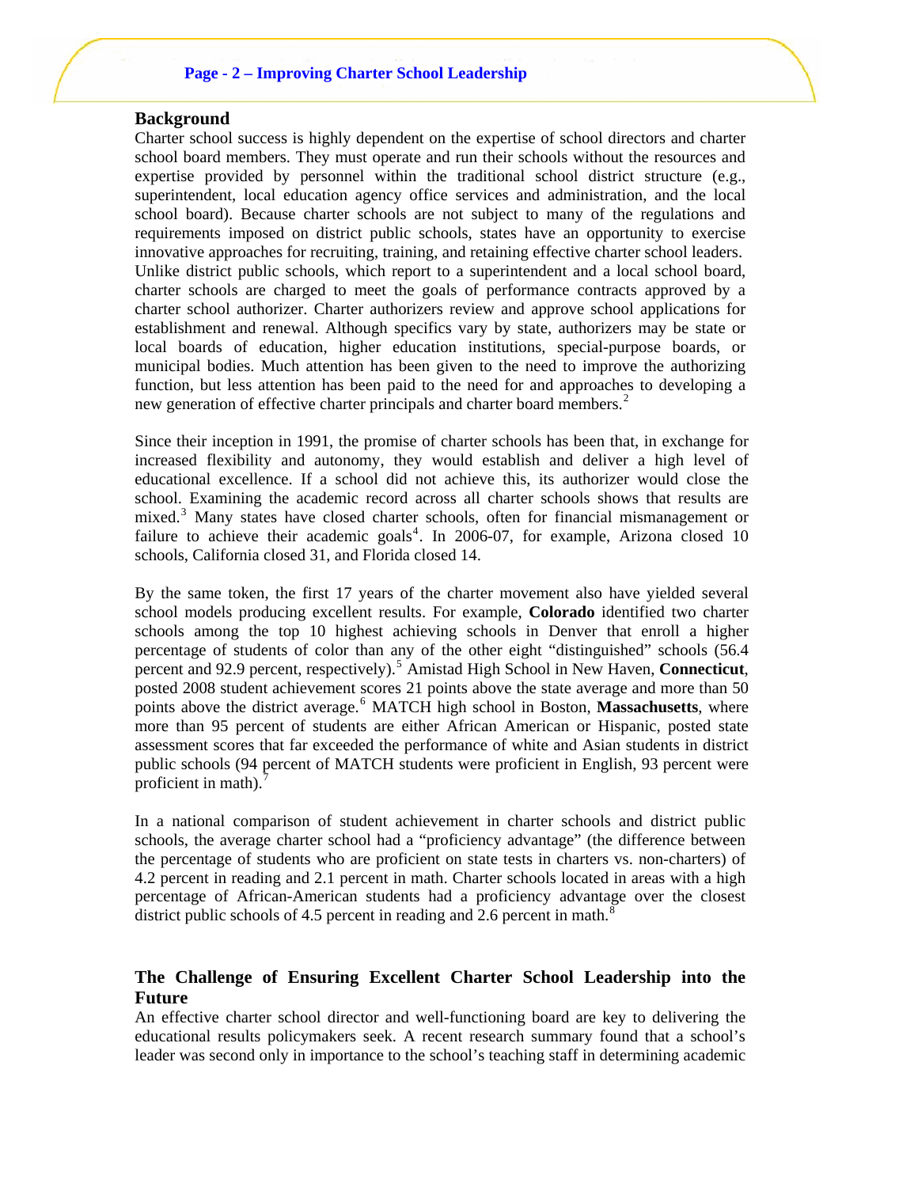## Background

Charter school success is highly dependent on the expertise of school directors and charter school board members. They must operate and run their schools without the resources and expertise provided by personnel within the traditional school district structure (e.g., superintendent, local education agency office services and administration, and the local school board). Because charter schools are not subject to many of the regulations and requirements imposed on district public schools, states have an opportunity to exercise innovative approaches for recruiting, training, and retaining effective charter school leaders. Unlike district public schools, which report to a superintendent and a local school board, charter schools are charged to meet the goals of performance contracts approved by a charter school authorizer. Charter authorizers review and approve school applications for establishment and renewal. Although specifics vary by state, authorizers may be state or local boards of education, higher education institutions, special-purpose boards, or municipal bodies. Much attention has been given to the need to improve the authorizing function, but less attention has been paid to the need for and approaches to developing a new generation of effective charter principals and charter board members.[2]

Since their inception in 1991, the promise of charter schools has been that, in exchange for increased flexibility and autonomy, they would establish and deliver a high level of educational excellence. If a school did not achieve this, its authorizer would close the school. Examining the academic record across all charter schools shows that results are mixed.[3] Many states have closed charter schools, often for financial mismanagement or failure to achieve their academic goals[4]. In 2006-07, for example, Arizona closed 10 schools, California closed 31, and Florida closed 14.

By the same token, the first 17 years of the charter movement also have yielded several school models producing excellent results. For example, **Colorado** identified two charter schools among the top 10 highest achieving schools in Denver that enroll a higher percentage of students of color than any of the other eight "distinguished" schools (56.4 percent and 92.9 percent, respectively).[5] Amistad High School in New Haven, **Connecticut**, posted 2008 student achievement scores 21 points above the state average and more than 50 points above the district average.[6] MATCH high school in Boston, **Massachusetts**, where more than 95 percent of students are either African American or Hispanic, posted state assessment scores that far exceeded the performance of white and Asian students in district public schools (94 percent of MATCH students were proficient in English, 93 percent were proficient in math).[7]

In a national comparison of student achievement in charter schools and district public schools, the average charter school had a "proficiency advantage" (the difference between the percentage of students who are proficient on state tests in charters vs. non-charters) of 4.2 percent in reading and 2.1 percent in math. Charter schools located in areas with a high percentage of African-American students had a proficiency advantage over the closest district public schools of 4.5 percent in reading and 2.6 percent in math.[8]

## The Challenge of Ensuring Excellent Charter School Leadership into the Future

An effective charter school director and well-functioning board are key to delivering the educational results policymakers seek. A recent research summary found that a school's leader was second only in importance to the school's teaching staff in determining academic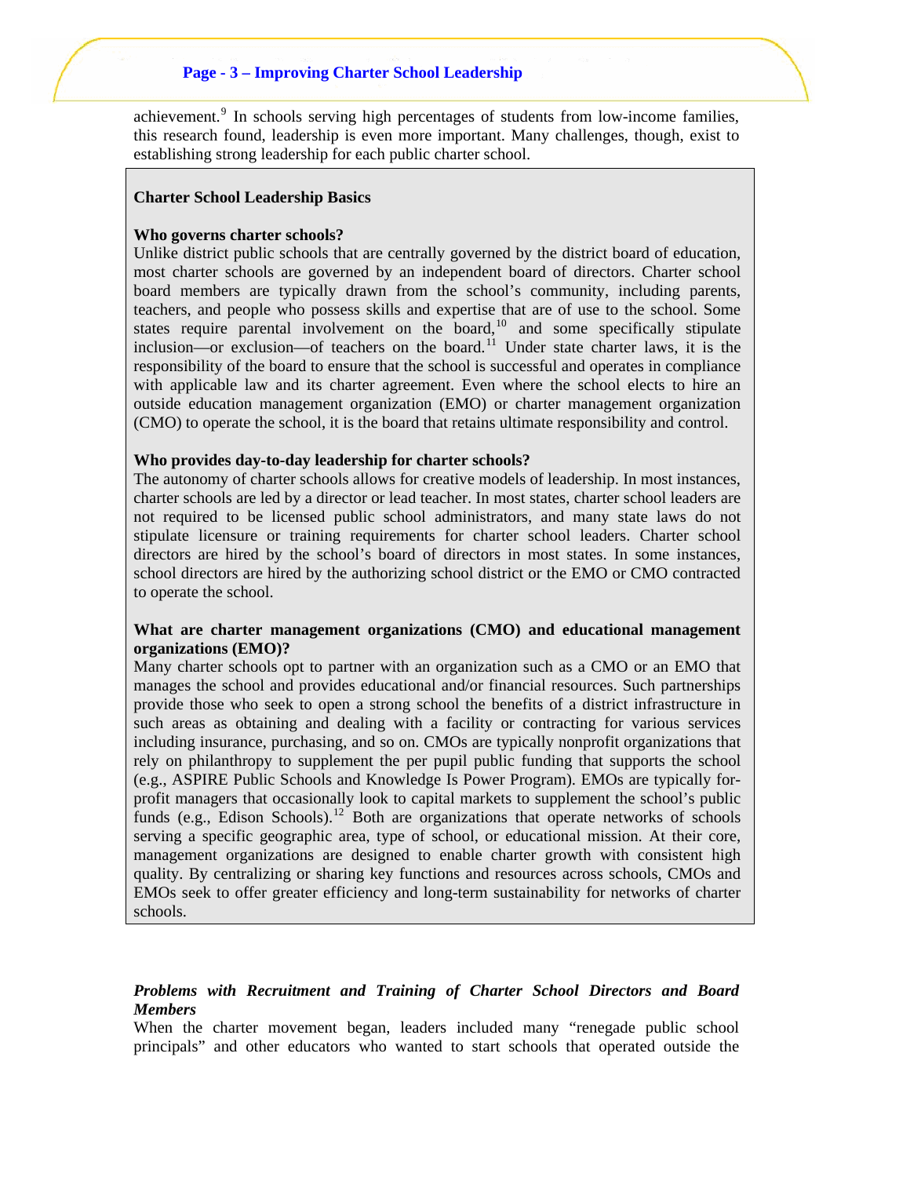achievement.[9] In schools serving high percentages of students from low-income families, this research found, leadership is even more important. Many challenges, though, exist to establishing strong leadership for each public charter school.

**Charter School Leadership Basics**

**Who governs charter schools?**

Unlike district public schools that are centrally governed by the district board of education, most charter schools are governed by an independent board of directors. Charter school board members are typically drawn from the school's community, including parents, teachers, and people who possess skills and expertise that are of use to the school. Some states require parental involvement on the board,[10] and some specifically stipulate inclusion—or exclusion—of teachers on the board.[11] Under state charter laws, it is the responsibility of the board to ensure that the school is successful and operates in compliance with applicable law and its charter agreement. Even where the school elects to hire an outside education management organization (EMO) or charter management organization (CMO) to operate the school, it is the board that retains ultimate responsibility and control.

**Who provides day-to-day leadership for charter schools?**

The autonomy of charter schools allows for creative models of leadership. In most instances, charter schools are led by a director or lead teacher. In most states, charter school leaders are not required to be licensed public school administrators, and many state laws do not stipulate licensure or training requirements for charter school leaders. Charter school directors are hired by the school's board of directors in most states. In some instances, school directors are hired by the authorizing school district or the EMO or CMO contracted to operate the school.

**What are charter management organizations (CMO) and educational management organizations (EMO)?**

Many charter schools opt to partner with an organization such as a CMO or an EMO that manages the school and provides educational and/or financial resources. Such partnerships provide those who seek to open a strong school the benefits of a district infrastructure in such areas as obtaining and dealing with a facility or contracting for various services including insurance, purchasing, and so on. CMOs are typically nonprofit organizations that rely on philanthropy to supplement the per pupil public funding that supports the school (e.g., ASPIRE Public Schools and Knowledge Is Power Program). EMOs are typically for-profit managers that occasionally look to capital markets to supplement the school's public funds (e.g., Edison Schools).[12] Both are organizations that operate networks of schools serving a specific geographic area, type of school, or educational mission. At their core, management organizations are designed to enable charter growth with consistent high quality. By centralizing or sharing key functions and resources across schools, CMOs and EMOs seek to offer greater efficiency and long-term sustainability for networks of charter schools.

***Problems with Recruitment and Training of Charter School Directors and Board Members***

When the charter movement began, leaders included many "renegade public school principals" and other educators who wanted to start schools that operated outside the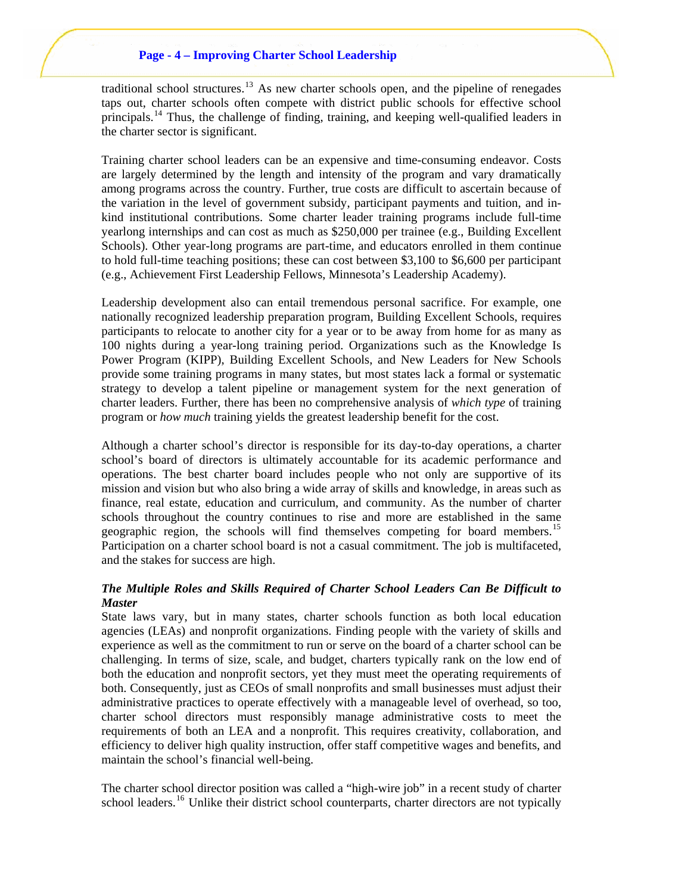traditional school structures.[13] As new charter schools open, and the pipeline of renegades taps out, charter schools often compete with district public schools for effective school principals.[14] Thus, the challenge of finding, training, and keeping well-qualified leaders in the charter sector is significant.

Training charter school leaders can be an expensive and time-consuming endeavor. Costs are largely determined by the length and intensity of the program and vary dramatically among programs across the country. Further, true costs are difficult to ascertain because of the variation in the level of government subsidy, participant payments and tuition, and in-kind institutional contributions. Some charter leader training programs include full-time yearlong internships and can cost as much as $250,000 per trainee (e.g., Building Excellent Schools). Other year-long programs are part-time, and educators enrolled in them continue to hold full-time teaching positions; these can cost between $3,100 to $6,600 per participant (e.g., Achievement First Leadership Fellows, Minnesota's Leadership Academy).

Leadership development also can entail tremendous personal sacrifice. For example, one nationally recognized leadership preparation program, Building Excellent Schools, requires participants to relocate to another city for a year or to be away from home for as many as 100 nights during a year-long training period. Organizations such as the Knowledge Is Power Program (KIPP), Building Excellent Schools, and New Leaders for New Schools provide some training programs in many states, but most states lack a formal or systematic strategy to develop a talent pipeline or management system for the next generation of charter leaders. Further, there has been no comprehensive analysis of *which type* of training program or *how much* training yields the greatest leadership benefit for the cost.

Although a charter school's director is responsible for its day-to-day operations, a charter school's board of directors is ultimately accountable for its academic performance and operations. The best charter board includes people who not only are supportive of its mission and vision but who also bring a wide array of skills and knowledge, in areas such as finance, real estate, education and curriculum, and community. As the number of charter schools throughout the country continues to rise and more are established in the same geographic region, the schools will find themselves competing for board members.[15] Participation on a charter school board is not a casual commitment. The job is multifaceted, and the stakes for success are high.

### *The Multiple Roles and Skills Required of Charter School Leaders Can Be Difficult to Master*

State laws vary, but in many states, charter schools function as both local education agencies (LEAs) and nonprofit organizations. Finding people with the variety of skills and experience as well as the commitment to run or serve on the board of a charter school can be challenging. In terms of size, scale, and budget, charters typically rank on the low end of both the education and nonprofit sectors, yet they must meet the operating requirements of both. Consequently, just as CEOs of small nonprofits and small businesses must adjust their administrative practices to operate effectively with a manageable level of overhead, so too, charter school directors must responsibly manage administrative costs to meet the requirements of both an LEA and a nonprofit. This requires creativity, collaboration, and efficiency to deliver high quality instruction, offer staff competitive wages and benefits, and maintain the school's financial well-being.

The charter school director position was called a "high-wire job" in a recent study of charter school leaders.[16] Unlike their district school counterparts, charter directors are not typically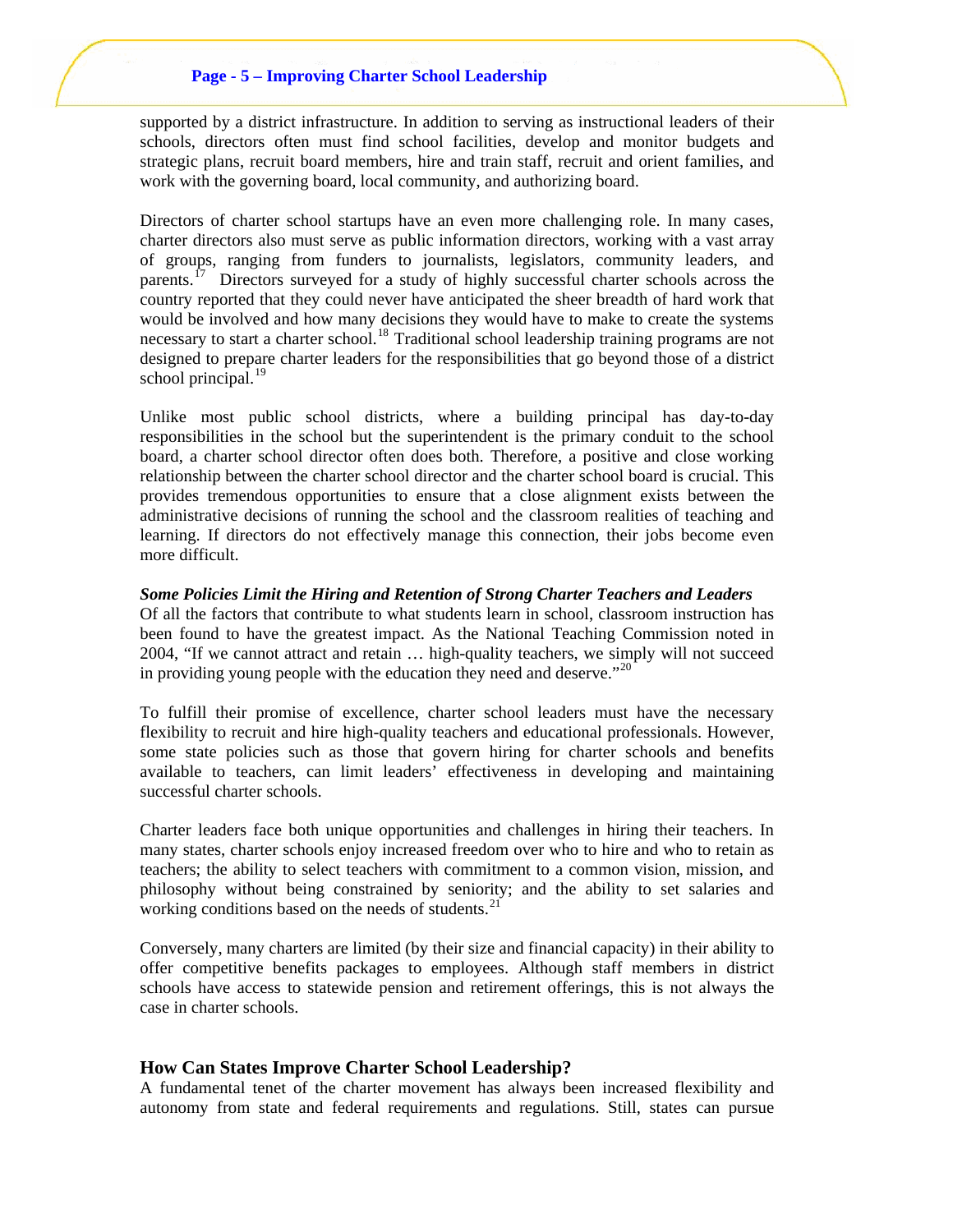supported by a district infrastructure. In addition to serving as instructional leaders of their schools, directors often must find school facilities, develop and monitor budgets and strategic plans, recruit board members, hire and train staff, recruit and orient families, and work with the governing board, local community, and authorizing board.

Directors of charter school startups have an even more challenging role. In many cases, charter directors also must serve as public information directors, working with a vast array of groups, ranging from funders to journalists, legislators, community leaders, and parents.[17] Directors surveyed for a study of highly successful charter schools across the country reported that they could never have anticipated the sheer breadth of hard work that would be involved and how many decisions they would have to make to create the systems necessary to start a charter school.[18] Traditional school leadership training programs are not designed to prepare charter leaders for the responsibilities that go beyond those of a district school principal.[19]

Unlike most public school districts, where a building principal has day-to-day responsibilities in the school but the superintendent is the primary conduit to the school board, a charter school director often does both. Therefore, a positive and close working relationship between the charter school director and the charter school board is crucial. This provides tremendous opportunities to ensure that a close alignment exists between the administrative decisions of running the school and the classroom realities of teaching and learning. If directors do not effectively manage this connection, their jobs become even more difficult.

***Some Policies Limit the Hiring and Retention of Strong Charter Teachers and Leaders***

Of all the factors that contribute to what students learn in school, classroom instruction has been found to have the greatest impact. As the National Teaching Commission noted in 2004, "If we cannot attract and retain … high-quality teachers, we simply will not succeed in providing young people with the education they need and deserve."[20]

To fulfill their promise of excellence, charter school leaders must have the necessary flexibility to recruit and hire high-quality teachers and educational professionals. However, some state policies such as those that govern hiring for charter schools and benefits available to teachers, can limit leaders' effectiveness in developing and maintaining successful charter schools.

Charter leaders face both unique opportunities and challenges in hiring their teachers. In many states, charter schools enjoy increased freedom over who to hire and who to retain as teachers; the ability to select teachers with commitment to a common vision, mission, and philosophy without being constrained by seniority; and the ability to set salaries and working conditions based on the needs of students.[21]

Conversely, many charters are limited (by their size and financial capacity) in their ability to offer competitive benefits packages to employees. Although staff members in district schools have access to statewide pension and retirement offerings, this is not always the case in charter schools.

## How Can States Improve Charter School Leadership?

A fundamental tenet of the charter movement has always been increased flexibility and autonomy from state and federal requirements and regulations. Still, states can pursue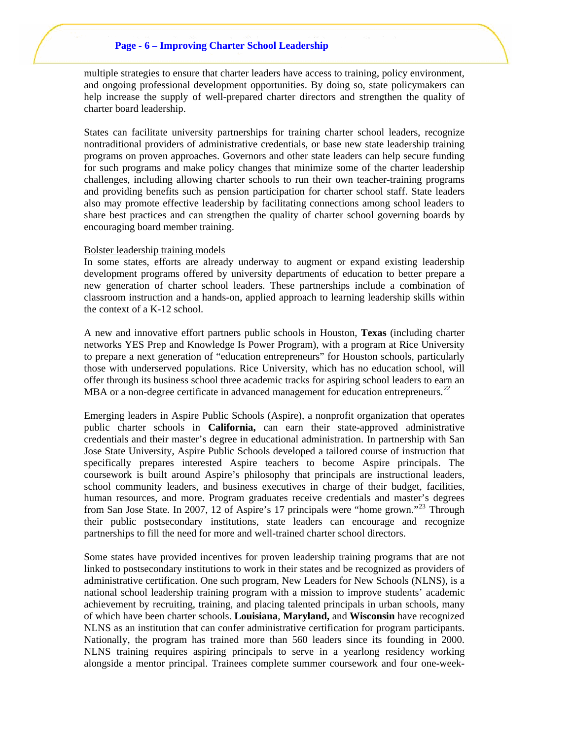multiple strategies to ensure that charter leaders have access to training, policy environment, and ongoing professional development opportunities. By doing so, state policymakers can help increase the supply of well-prepared charter directors and strengthen the quality of charter board leadership.

States can facilitate university partnerships for training charter school leaders, recognize nontraditional providers of administrative credentials, or base new state leadership training programs on proven approaches. Governors and other state leaders can help secure funding for such programs and make policy changes that minimize some of the charter leadership challenges, including allowing charter schools to run their own teacher-training programs and providing benefits such as pension participation for charter school staff. State leaders also may promote effective leadership by facilitating connections among school leaders to share best practices and can strengthen the quality of charter school governing boards by encouraging board member training.

<u>Bolster leadership training models</u>

In some states, efforts are already underway to augment or expand existing leadership development programs offered by university departments of education to better prepare a new generation of charter school leaders. These partnerships include a combination of classroom instruction and a hands-on, applied approach to learning leadership skills within the context of a K-12 school.

A new and innovative effort partners public schools in Houston, **Texas** (including charter networks YES Prep and Knowledge Is Power Program), with a program at Rice University to prepare a next generation of "education entrepreneurs" for Houston schools, particularly those with underserved populations. Rice University, which has no education school, will offer through its business school three academic tracks for aspiring school leaders to earn an MBA or a non-degree certificate in advanced management for education entrepreneurs.[22]

Emerging leaders in Aspire Public Schools (Aspire), a nonprofit organization that operates public charter schools in **California,** can earn their state-approved administrative credentials and their master's degree in educational administration. In partnership with San Jose State University, Aspire Public Schools developed a tailored course of instruction that specifically prepares interested Aspire teachers to become Aspire principals. The coursework is built around Aspire's philosophy that principals are instructional leaders, school community leaders, and business executives in charge of their budget, facilities, human resources, and more. Program graduates receive credentials and master's degrees from San Jose State. In 2007, 12 of Aspire's 17 principals were "home grown."[23] Through their public postsecondary institutions, state leaders can encourage and recognize partnerships to fill the need for more and well-trained charter school directors.

Some states have provided incentives for proven leadership training programs that are not linked to postsecondary institutions to work in their states and be recognized as providers of administrative certification. One such program, New Leaders for New Schools (NLNS), is a national school leadership training program with a mission to improve students' academic achievement by recruiting, training, and placing talented principals in urban schools, many of which have been charter schools. **Louisiana**, **Maryland,** and **Wisconsin** have recognized NLNS as an institution that can confer administrative certification for program participants. Nationally, the program has trained more than 560 leaders since its founding in 2000. NLNS training requires aspiring principals to serve in a yearlong residency working alongside a mentor principal. Trainees complete summer coursework and four one-week-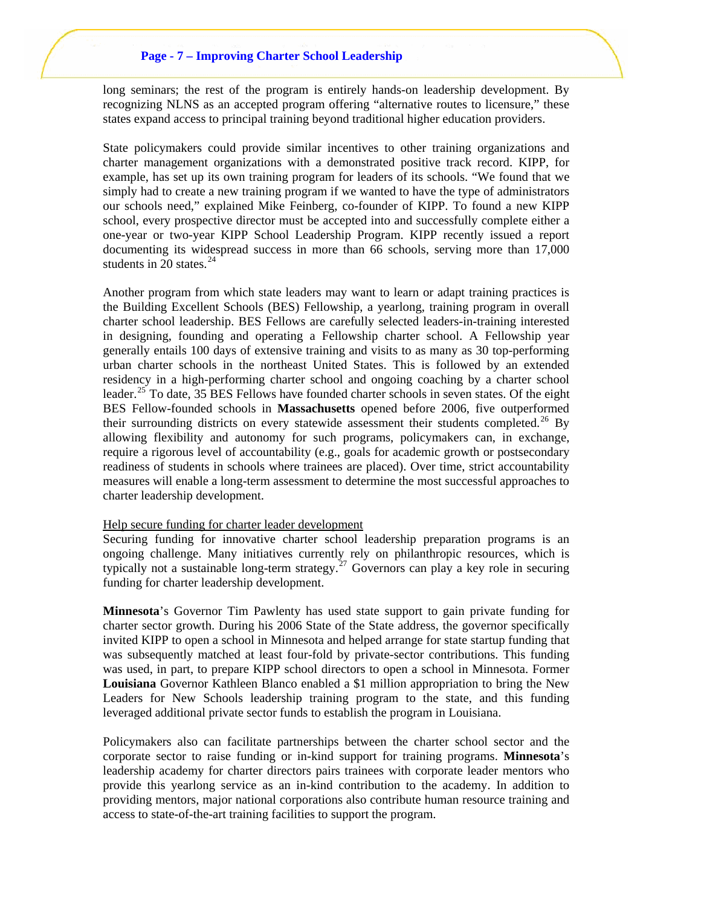long seminars; the rest of the program is entirely hands-on leadership development. By recognizing NLNS as an accepted program offering "alternative routes to licensure," these states expand access to principal training beyond traditional higher education providers.

State policymakers could provide similar incentives to other training organizations and charter management organizations with a demonstrated positive track record. KIPP, for example, has set up its own training program for leaders of its schools. "We found that we simply had to create a new training program if we wanted to have the type of administrators our schools need," explained Mike Feinberg, co-founder of KIPP. To found a new KIPP school, every prospective director must be accepted into and successfully complete either a one-year or two-year KIPP School Leadership Program. KIPP recently issued a report documenting its widespread success in more than 66 schools, serving more than 17,000 students in 20 states.[24]

Another program from which state leaders may want to learn or adapt training practices is the Building Excellent Schools (BES) Fellowship, a yearlong, training program in overall charter school leadership. BES Fellows are carefully selected leaders-in-training interested in designing, founding and operating a Fellowship charter school. A Fellowship year generally entails 100 days of extensive training and visits to as many as 30 top-performing urban charter schools in the northeast United States. This is followed by an extended residency in a high-performing charter school and ongoing coaching by a charter school leader.[25] To date, 35 BES Fellows have founded charter schools in seven states. Of the eight BES Fellow-founded schools in **Massachusetts** opened before 2006, five outperformed their surrounding districts on every statewide assessment their students completed.[26] By allowing flexibility and autonomy for such programs, policymakers can, in exchange, require a rigorous level of accountability (e.g., goals for academic growth or postsecondary readiness of students in schools where trainees are placed). Over time, strict accountability measures will enable a long-term assessment to determine the most successful approaches to charter leadership development.

<u>Help secure funding for charter leader development</u>

Securing funding for innovative charter school leadership preparation programs is an ongoing challenge. Many initiatives currently rely on philanthropic resources, which is typically not a sustainable long-term strategy.[27] Governors can play a key role in securing funding for charter leadership development.

**Minnesota**'s Governor Tim Pawlenty has used state support to gain private funding for charter sector growth. During his 2006 State of the State address, the governor specifically invited KIPP to open a school in Minnesota and helped arrange for state startup funding that was subsequently matched at least four-fold by private-sector contributions. This funding was used, in part, to prepare KIPP school directors to open a school in Minnesota. Former **Louisiana** Governor Kathleen Blanco enabled a $1 million appropriation to bring the New Leaders for New Schools leadership training program to the state, and this funding leveraged additional private sector funds to establish the program in Louisiana.

Policymakers also can facilitate partnerships between the charter school sector and the corporate sector to raise funding or in-kind support for training programs. **Minnesota**'s leadership academy for charter directors pairs trainees with corporate leader mentors who provide this yearlong service as an in-kind contribution to the academy. In addition to providing mentors, major national corporations also contribute human resource training and access to state-of-the-art training facilities to support the program.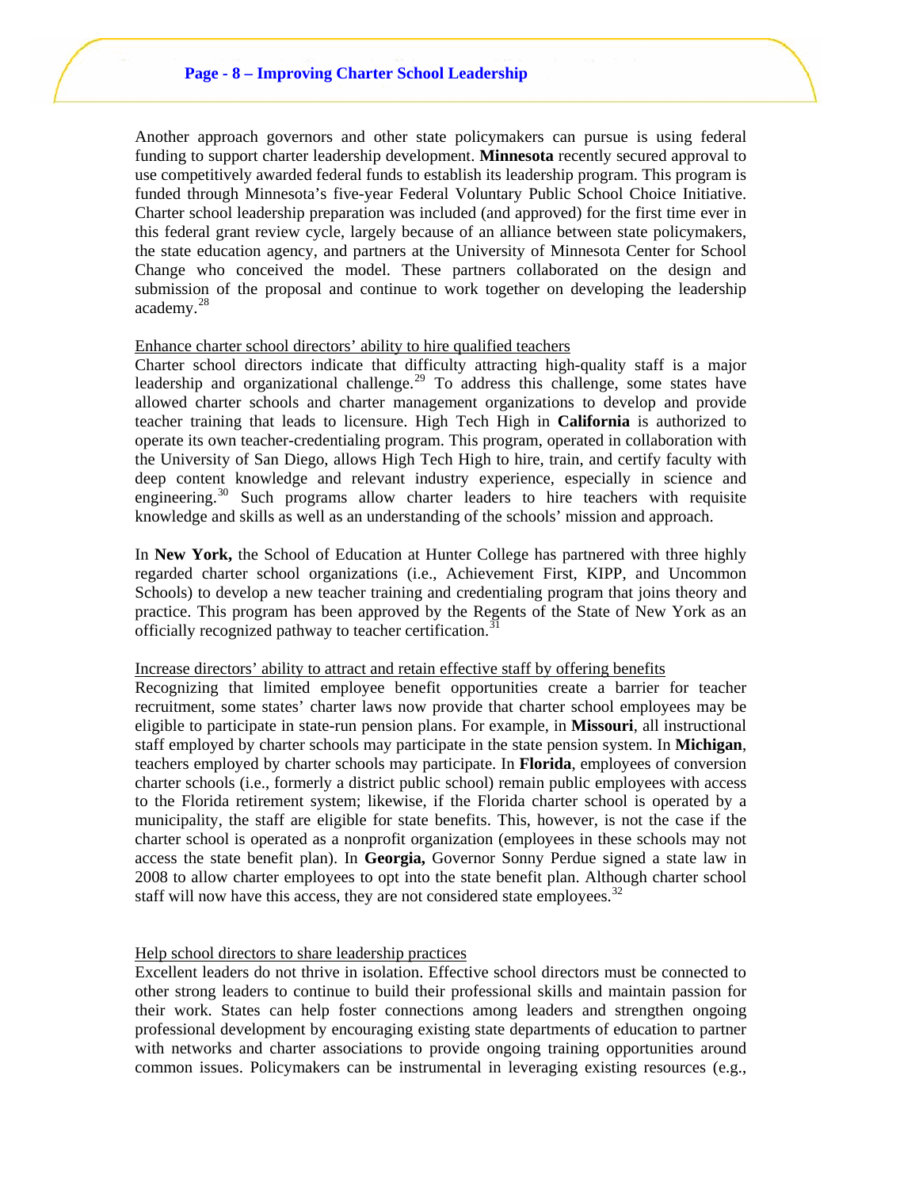Another approach governors and other state policymakers can pursue is using federal funding to support charter leadership development. **Minnesota** recently secured approval to use competitively awarded federal funds to establish its leadership program. This program is funded through Minnesota's five-year Federal Voluntary Public School Choice Initiative. Charter school leadership preparation was included (and approved) for the first time ever in this federal grant review cycle, largely because of an alliance between state policymakers, the state education agency, and partners at the University of Minnesota Center for School Change who conceived the model. These partners collaborated on the design and submission of the proposal and continue to work together on developing the leadership academy.[28]

Enhance charter school directors' ability to hire qualified teachers

Charter school directors indicate that difficulty attracting high-quality staff is a major leadership and organizational challenge.[29] To address this challenge, some states have allowed charter schools and charter management organizations to develop and provide teacher training that leads to licensure. High Tech High in **California** is authorized to operate its own teacher-credentialing program. This program, operated in collaboration with the University of San Diego, allows High Tech High to hire, train, and certify faculty with deep content knowledge and relevant industry experience, especially in science and engineering.[30] Such programs allow charter leaders to hire teachers with requisite knowledge and skills as well as an understanding of the schools' mission and approach.

In **New York,** the School of Education at Hunter College has partnered with three highly regarded charter school organizations (i.e., Achievement First, KIPP, and Uncommon Schools) to develop a new teacher training and credentialing program that joins theory and practice. This program has been approved by the Regents of the State of New York as an officially recognized pathway to teacher certification.[31]

Increase directors' ability to attract and retain effective staff by offering benefits

Recognizing that limited employee benefit opportunities create a barrier for teacher recruitment, some states' charter laws now provide that charter school employees may be eligible to participate in state-run pension plans. For example, in **Missouri**, all instructional staff employed by charter schools may participate in the state pension system. In **Michigan**, teachers employed by charter schools may participate. In **Florida**, employees of conversion charter schools (i.e., formerly a district public school) remain public employees with access to the Florida retirement system; likewise, if the Florida charter school is operated by a municipality, the staff are eligible for state benefits. This, however, is not the case if the charter school is operated as a nonprofit organization (employees in these schools may not access the state benefit plan). In **Georgia,** Governor Sonny Perdue signed a state law in 2008 to allow charter employees to opt into the state benefit plan. Although charter school staff will now have this access, they are not considered state employees.[32]

Help school directors to share leadership practices

Excellent leaders do not thrive in isolation. Effective school directors must be connected to other strong leaders to continue to build their professional skills and maintain passion for their work. States can help foster connections among leaders and strengthen ongoing professional development by encouraging existing state departments of education to partner with networks and charter associations to provide ongoing training opportunities around common issues. Policymakers can be instrumental in leveraging existing resources (e.g.,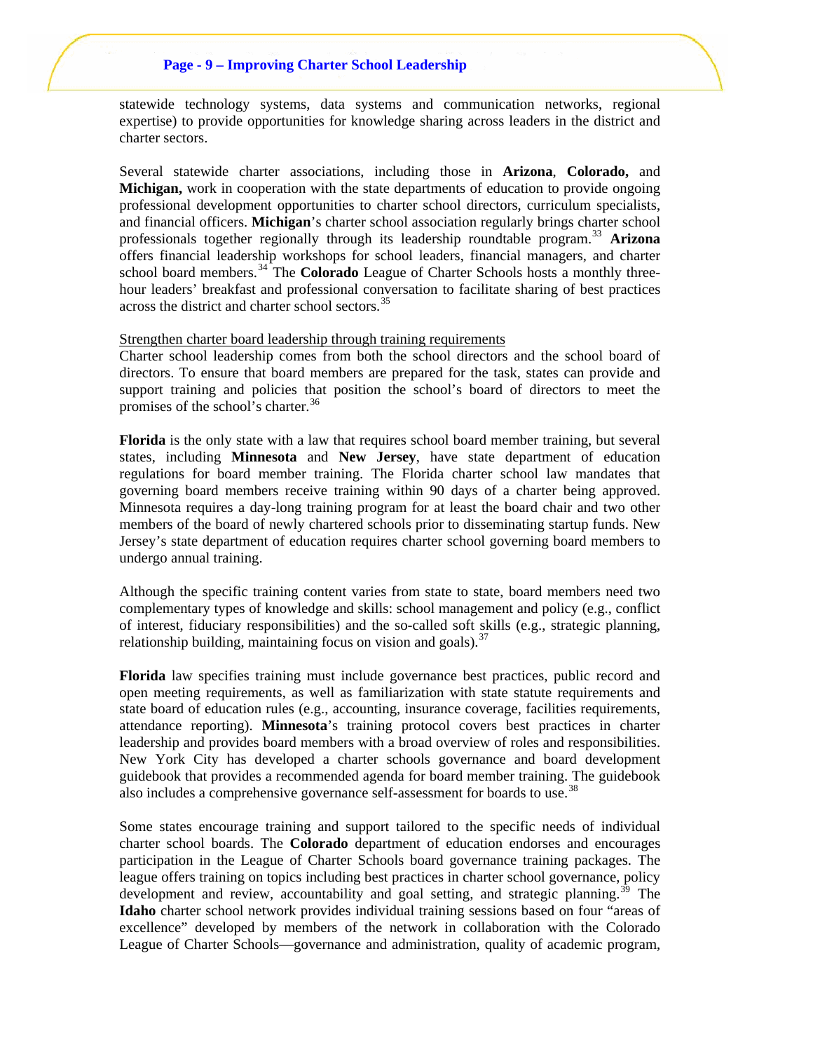statewide technology systems, data systems and communication networks, regional expertise) to provide opportunities for knowledge sharing across leaders in the district and charter sectors.

Several statewide charter associations, including those in **Arizona**, **Colorado,** and **Michigan,** work in cooperation with the state departments of education to provide ongoing professional development opportunities to charter school directors, curriculum specialists, and financial officers. **Michigan**'s charter school association regularly brings charter school professionals together regionally through its leadership roundtable program.[33] **Arizona** offers financial leadership workshops for school leaders, financial managers, and charter school board members.[34] The **Colorado** League of Charter Schools hosts a monthly three-hour leaders' breakfast and professional conversation to facilitate sharing of best practices across the district and charter school sectors.[35]

<u>Strengthen charter board leadership through training requirements</u>

Charter school leadership comes from both the school directors and the school board of directors. To ensure that board members are prepared for the task, states can provide and support training and policies that position the school's board of directors to meet the promises of the school's charter.[36]

**Florida** is the only state with a law that requires school board member training, but several states, including **Minnesota** and **New Jersey**, have state department of education regulations for board member training. The Florida charter school law mandates that governing board members receive training within 90 days of a charter being approved. Minnesota requires a day-long training program for at least the board chair and two other members of the board of newly chartered schools prior to disseminating startup funds. New Jersey's state department of education requires charter school governing board members to undergo annual training.

Although the specific training content varies from state to state, board members need two complementary types of knowledge and skills: school management and policy (e.g., conflict of interest, fiduciary responsibilities) and the so-called soft skills (e.g., strategic planning, relationship building, maintaining focus on vision and goals).[37]

**Florida** law specifies training must include governance best practices, public record and open meeting requirements, as well as familiarization with state statute requirements and state board of education rules (e.g., accounting, insurance coverage, facilities requirements, attendance reporting). **Minnesota**'s training protocol covers best practices in charter leadership and provides board members with a broad overview of roles and responsibilities. New York City has developed a charter schools governance and board development guidebook that provides a recommended agenda for board member training. The guidebook also includes a comprehensive governance self-assessment for boards to use.[38]

Some states encourage training and support tailored to the specific needs of individual charter school boards. The **Colorado** department of education endorses and encourages participation in the League of Charter Schools board governance training packages. The league offers training on topics including best practices in charter school governance, policy development and review, accountability and goal setting, and strategic planning.[39] The **Idaho** charter school network provides individual training sessions based on four "areas of excellence" developed by members of the network in collaboration with the Colorado League of Charter Schools—governance and administration, quality of academic program,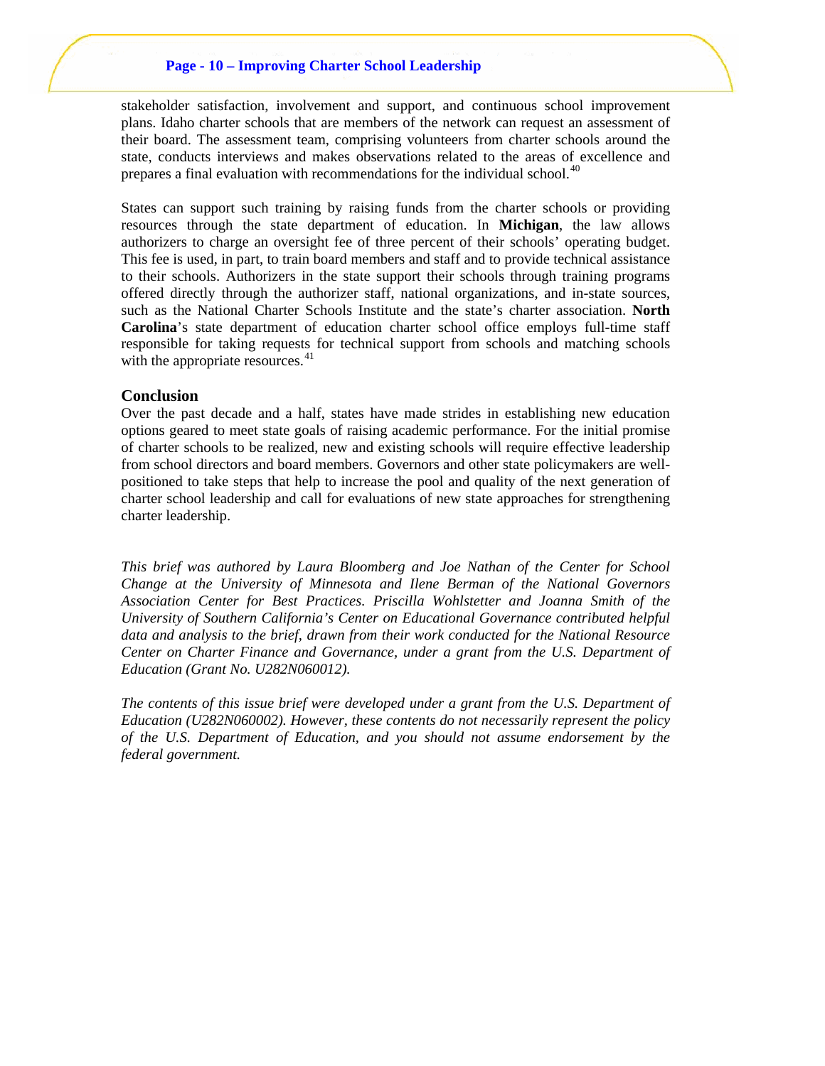stakeholder satisfaction, involvement and support, and continuous school improvement plans. Idaho charter schools that are members of the network can request an assessment of their board. The assessment team, comprising volunteers from charter schools around the state, conducts interviews and makes observations related to the areas of excellence and prepares a final evaluation with recommendations for the individual school.[40]

States can support such training by raising funds from the charter schools or providing resources through the state department of education. In **Michigan**, the law allows authorizers to charge an oversight fee of three percent of their schools' operating budget. This fee is used, in part, to train board members and staff and to provide technical assistance to their schools. Authorizers in the state support their schools through training programs offered directly through the authorizer staff, national organizations, and in-state sources, such as the National Charter Schools Institute and the state's charter association. **North Carolina**'s state department of education charter school office employs full-time staff responsible for taking requests for technical support from schools and matching schools with the appropriate resources.[41]

## Conclusion

Over the past decade and a half, states have made strides in establishing new education options geared to meet state goals of raising academic performance. For the initial promise of charter schools to be realized, new and existing schools will require effective leadership from school directors and board members. Governors and other state policymakers are well-positioned to take steps that help to increase the pool and quality of the next generation of charter school leadership and call for evaluations of new state approaches for strengthening charter leadership.

*This brief was authored by Laura Bloomberg and Joe Nathan of the Center for School Change at the University of Minnesota and Ilene Berman of the National Governors Association Center for Best Practices. Priscilla Wohlstetter and Joanna Smith of the University of Southern California's Center on Educational Governance contributed helpful data and analysis to the brief, drawn from their work conducted for the National Resource Center on Charter Finance and Governance, under a grant from the U.S. Department of Education (Grant No. U282N060012).*

*The contents of this issue brief were developed under a grant from the U.S. Department of Education (U282N060002). However, these contents do not necessarily represent the policy of the U.S. Department of Education, and you should not assume endorsement by the federal government.*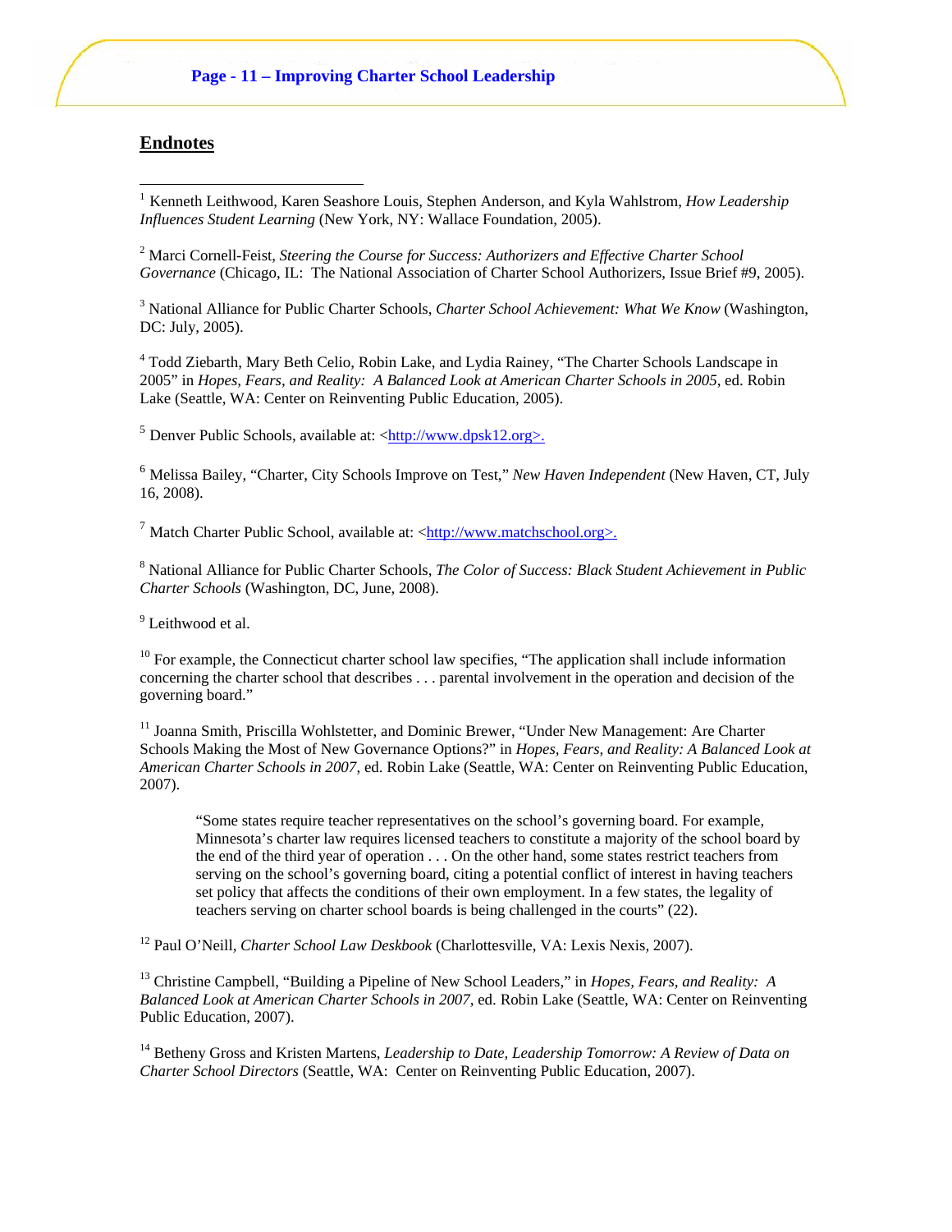## Endnotes

[1] Kenneth Leithwood, Karen Seashore Louis, Stephen Anderson, and Kyla Wahlstrom, *How Leadership Influences Student Learning* (New York, NY: Wallace Foundation, 2005).

[2] Marci Cornell-Feist, *Steering the Course for Success: Authorizers and Effective Charter School Governance* (Chicago, IL: The National Association of Charter School Authorizers, Issue Brief #9, 2005).

[3] National Alliance for Public Charter Schools, *Charter School Achievement: What We Know* (Washington, DC: July, 2005).

[4] Todd Ziebarth, Mary Beth Celio, Robin Lake, and Lydia Rainey, "The Charter Schools Landscape in 2005" in *Hopes, Fears, and Reality: A Balanced Look at American Charter Schools in 2005*, ed. Robin Lake (Seattle, WA: Center on Reinventing Public Education, 2005).

[5] Denver Public Schools, available at: <http://www.dpsk12.org>.

[6] Melissa Bailey, "Charter, City Schools Improve on Test," *New Haven Independent* (New Haven, CT, July 16, 2008).

[7] Match Charter Public School, available at: <http://www.matchschool.org>.

[8] National Alliance for Public Charter Schools, *The Color of Success: Black Student Achievement in Public Charter Schools* (Washington, DC, June, 2008).

[9] Leithwood et al.

[10] For example, the Connecticut charter school law specifies, "The application shall include information concerning the charter school that describes . . . parental involvement in the operation and decision of the governing board."

[11] Joanna Smith, Priscilla Wohlstetter, and Dominic Brewer, "Under New Management: Are Charter Schools Making the Most of New Governance Options?" in *Hopes, Fears, and Reality: A Balanced Look at American Charter Schools in 2007*, ed. Robin Lake (Seattle, WA: Center on Reinventing Public Education, 2007).

> "Some states require teacher representatives on the school's governing board. For example, Minnesota's charter law requires licensed teachers to constitute a majority of the school board by the end of the third year of operation . . . On the other hand, some states restrict teachers from serving on the school's governing board, citing a potential conflict of interest in having teachers set policy that affects the conditions of their own employment. In a few states, the legality of teachers serving on charter school boards is being challenged in the courts" (22).

[12] Paul O'Neill, *Charter School Law Deskbook* (Charlottesville, VA: Lexis Nexis, 2007).

[13] Christine Campbell, "Building a Pipeline of New School Leaders," in *Hopes, Fears, and Reality: A Balanced Look at American Charter Schools in 2007*, ed. Robin Lake (Seattle, WA: Center on Reinventing Public Education, 2007).

[14] Betheny Gross and Kristen Martens, *Leadership to Date, Leadership Tomorrow: A Review of Data on Charter School Directors* (Seattle, WA: Center on Reinventing Public Education, 2007).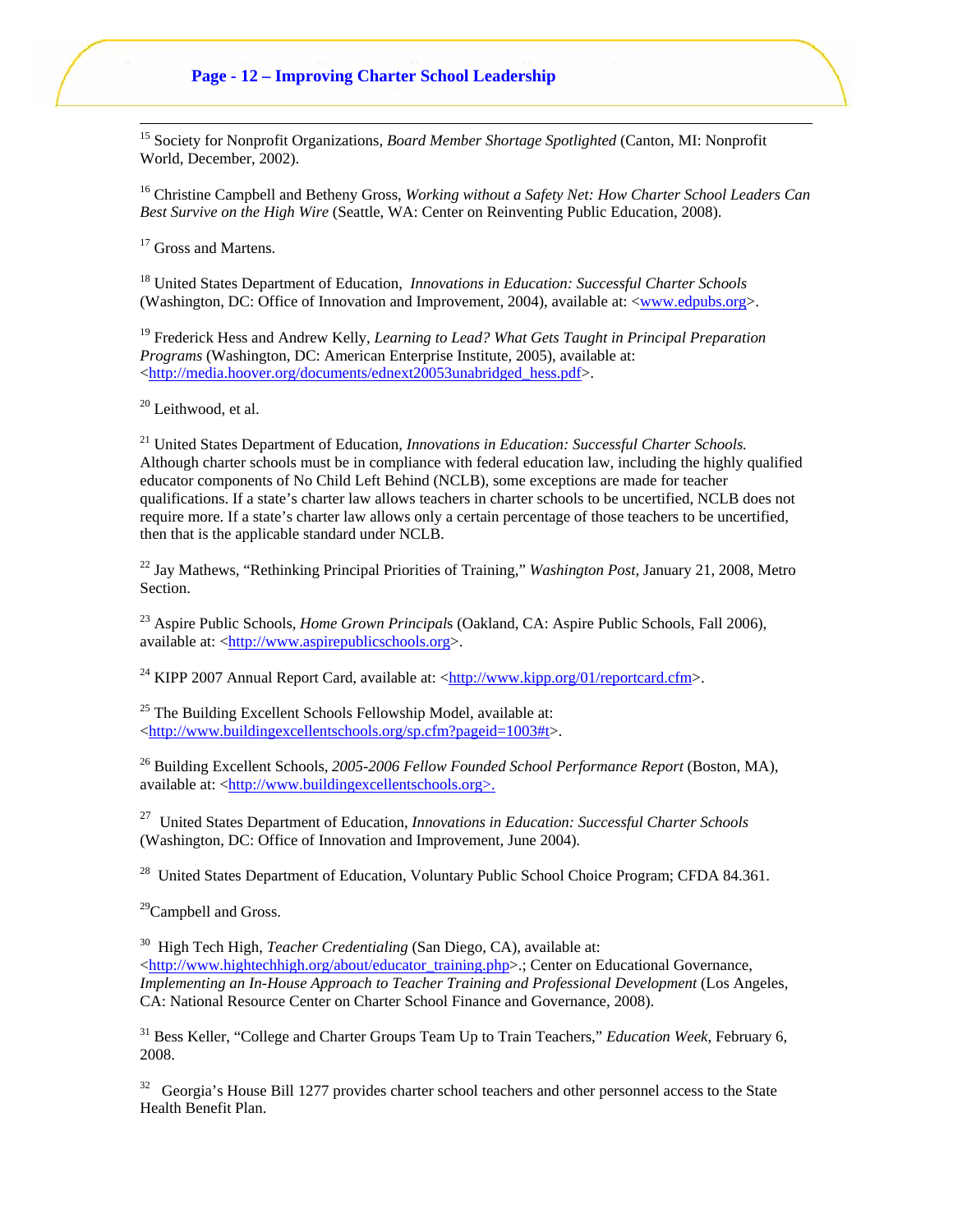[15] Society for Nonprofit Organizations, *Board Member Shortage Spotlighted* (Canton, MI: Nonprofit World, December, 2002).

[16] Christine Campbell and Betheny Gross, *Working without a Safety Net: How Charter School Leaders Can Best Survive on the High Wire* (Seattle, WA: Center on Reinventing Public Education, 2008).

[17] Gross and Martens.

[18] United States Department of Education, *Innovations in Education: Successful Charter Schools* (Washington, DC: Office of Innovation and Improvement, 2004), available at: <www.edpubs.org>.

[19] Frederick Hess and Andrew Kelly, *Learning to Lead? What Gets Taught in Principal Preparation Programs* (Washington, DC: American Enterprise Institute, 2005), available at: <http://media.hoover.org/documents/ednext20053unabridged_hess.pdf>.

[20] Leithwood, et al.

[21] United States Department of Education, *Innovations in Education: Successful Charter Schools.* Although charter schools must be in compliance with federal education law, including the highly qualified educator components of No Child Left Behind (NCLB), some exceptions are made for teacher qualifications. If a state's charter law allows teachers in charter schools to be uncertified, NCLB does not require more. If a state's charter law allows only a certain percentage of those teachers to be uncertified, then that is the applicable standard under NCLB.

[22] Jay Mathews, "Rethinking Principal Priorities of Training," *Washington Post*, January 21, 2008, Metro Section.

[23] Aspire Public Schools, *Home Grown Principals* (Oakland, CA: Aspire Public Schools, Fall 2006), available at: <http://www.aspirepublicschools.org>.

[24] KIPP 2007 Annual Report Card, available at: <http://www.kipp.org/01/reportcard.cfm>.

[25] The Building Excellent Schools Fellowship Model, available at: <http://www.buildingexcellentschools.org/sp.cfm?pageid=1003#t>.

[26] Building Excellent Schools, *2005-2006 Fellow Founded School Performance Report* (Boston, MA), available at: <http://www.buildingexcellentschools.org>.

[27] United States Department of Education, *Innovations in Education: Successful Charter Schools* (Washington, DC: Office of Innovation and Improvement, June 2004).

[28] United States Department of Education, Voluntary Public School Choice Program; CFDA 84.361.

[29] Campbell and Gross.

[30] High Tech High, *Teacher Credentialing* (San Diego, CA), available at: <http://www.hightechhigh.org/about/educator_training.php>.; Center on Educational Governance, *Implementing an In-House Approach to Teacher Training and Professional Development* (Los Angeles, CA: National Resource Center on Charter School Finance and Governance, 2008).

[31] Bess Keller, "College and Charter Groups Team Up to Train Teachers," *Education Week*, February 6, 2008.

[32] Georgia's House Bill 1277 provides charter school teachers and other personnel access to the State Health Benefit Plan.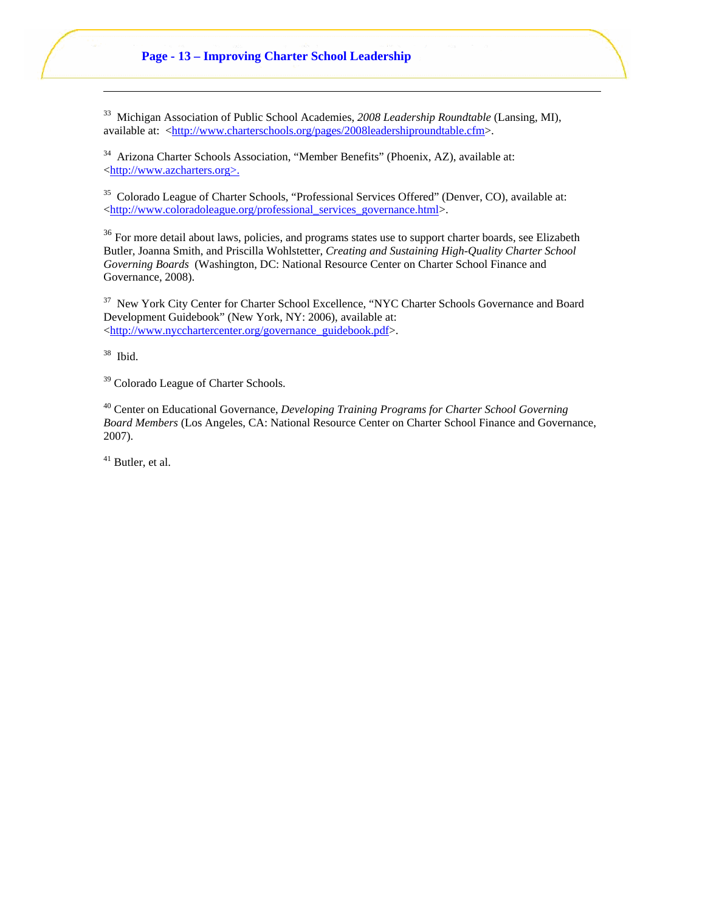[33] Michigan Association of Public School Academies, *2008 Leadership Roundtable* (Lansing, MI), available at: <http://www.charterschools.org/pages/2008leadershiproundtable.cfm>.

[34] Arizona Charter Schools Association, "Member Benefits" (Phoenix, AZ), available at: <http://www.azcharters.org>.

[35] Colorado League of Charter Schools, "Professional Services Offered" (Denver, CO), available at: <http://www.coloradoleague.org/professional_services_governance.html>.

[36] For more detail about laws, policies, and programs states use to support charter boards, see Elizabeth Butler, Joanna Smith, and Priscilla Wohlstetter, *Creating and Sustaining High-Quality Charter School Governing Boards* (Washington, DC: National Resource Center on Charter School Finance and Governance, 2008).

[37] New York City Center for Charter School Excellence, "NYC Charter Schools Governance and Board Development Guidebook" (New York, NY: 2006), available at: <http://www.nycchartercenter.org/governance_guidebook.pdf>.

[38] Ibid.

[39] Colorado League of Charter Schools.

[40] Center on Educational Governance, *Developing Training Programs for Charter School Governing Board Members* (Los Angeles, CA: National Resource Center on Charter School Finance and Governance, 2007).

[41] Butler, et al.